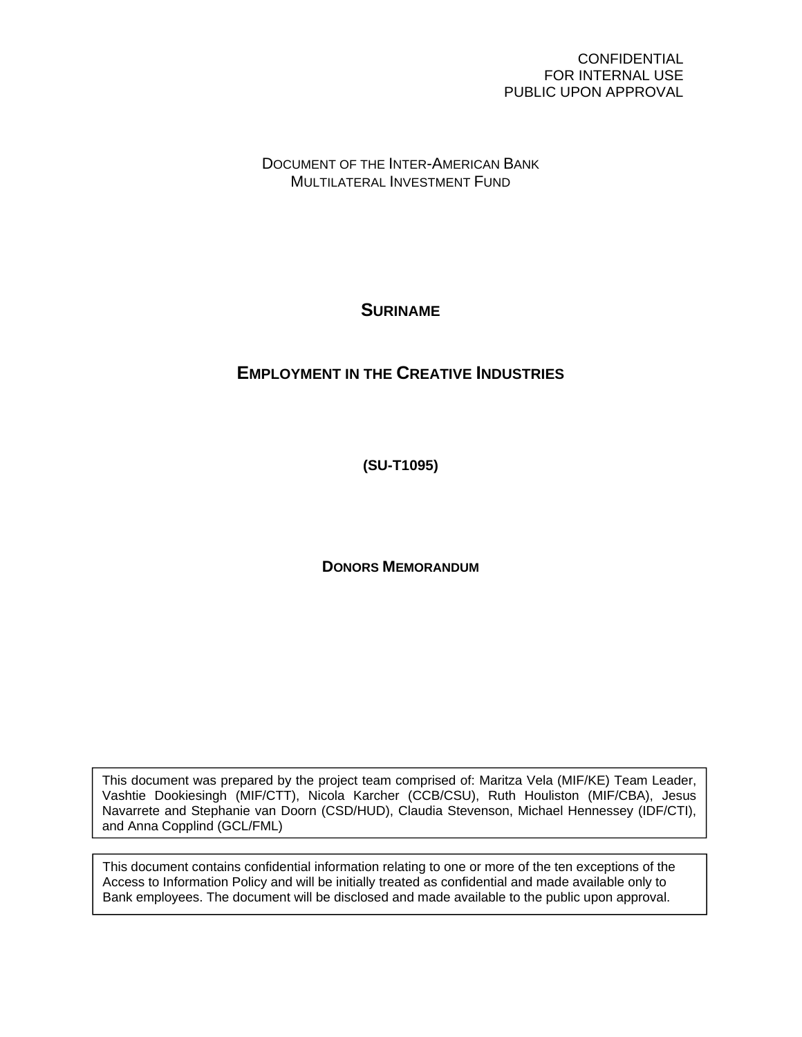CONFIDENTIAL
FOR INTERNAL USE
PUBLIC UPON APPROVAL

DOCUMENT OF THE INTER-AMERICAN BANK
MULTILATERAL INVESTMENT FUND

# SURINAME

# EMPLOYMENT IN THE CREATIVE INDUSTRIES

**(SU-T1095)**

**DONORS MEMORANDUM**

This document was prepared by the project team comprised of: Maritza Vela (MIF/KE) Team Leader, Vashtie Dookiesingh (MIF/CTT), Nicola Karcher (CCB/CSU), Ruth Houliston (MIF/CBA), Jesus Navarrete and Stephanie van Doorn (CSD/HUD), Claudia Stevenson, Michael Hennessey (IDF/CTI), and Anna Copplind (GCL/FML)

This document contains confidential information relating to one or more of the ten exceptions of the Access to Information Policy and will be initially treated as confidential and made available only to Bank employees. The document will be disclosed and made available to the public upon approval.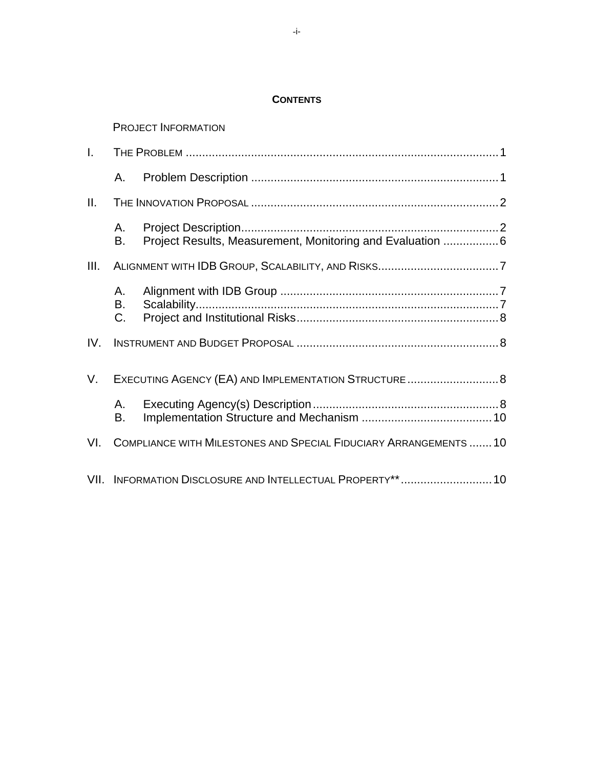## CONTENTS

PROJECT INFORMATION

I. THE PROBLEM ..................................................................................................1

   A. Problem Description ............................................................................1

II. THE INNOVATION PROPOSAL ............................................................................2

   A. Project Description...............................................................................2
   B. Project Results, Measurement, Monitoring and Evaluation .................6

III. ALIGNMENT WITH IDB GROUP, SCALABILITY, AND RISKS.....................................7

   A. Alignment with IDB Group ...................................................................7
   B. Scalability.............................................................................................7
   C. Project and Institutional Risks..............................................................8

IV. INSTRUMENT AND BUDGET PROPOSAL ..............................................................8

V. EXECUTING AGENCY (EA) AND IMPLEMENTATION STRUCTURE ............................8

   A. Executing Agency(s) Description .........................................................8
   B. Implementation Structure and Mechanism ........................................10

VI. COMPLIANCE WITH MILESTONES AND SPECIAL FIDUCIARY ARRANGEMENTS .......10

VII. INFORMATION DISCLOSURE AND INTELLECTUAL PROPERTY** ............................10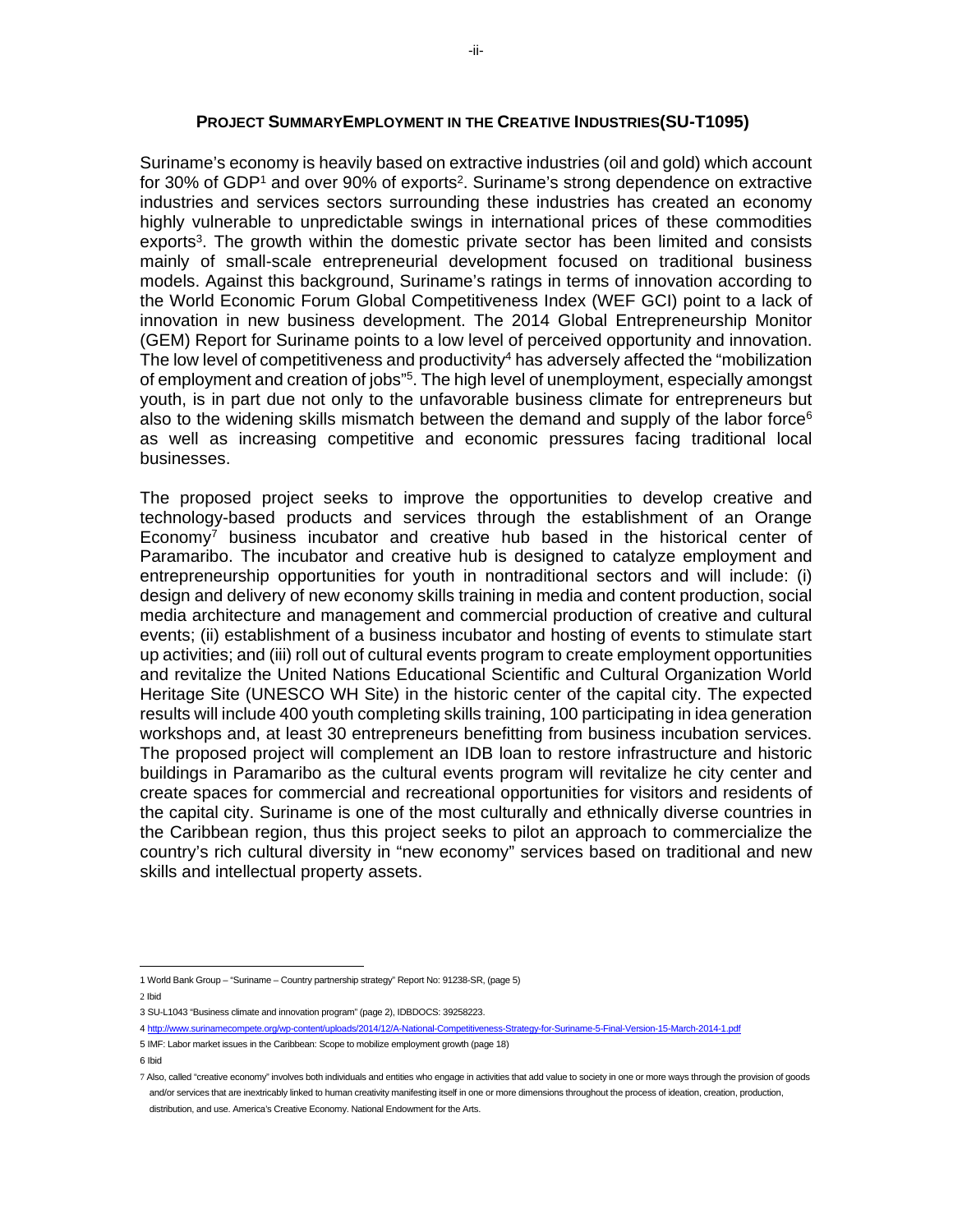## **Project Summary Employment in the Creative Industries (SU-T1095)**

Suriname's economy is heavily based on extractive industries (oil and gold) which account for 30% of GDP[1] and over 90% of exports[2]. Suriname's strong dependence on extractive industries and services sectors surrounding these industries has created an economy highly vulnerable to unpredictable swings in international prices of these commodities exports[3]. The growth within the domestic private sector has been limited and consists mainly of small-scale entrepreneurial development focused on traditional business models. Against this background, Suriname's ratings in terms of innovation according to the World Economic Forum Global Competitiveness Index (WEF GCI) point to a lack of innovation in new business development. The 2014 Global Entrepreneurship Monitor (GEM) Report for Suriname points to a low level of perceived opportunity and innovation. The low level of competitiveness and productivity[4] has adversely affected the "mobilization of employment and creation of jobs"[5]. The high level of unemployment, especially amongst youth, is in part due not only to the unfavorable business climate for entrepreneurs but also to the widening skills mismatch between the demand and supply of the labor force[6] as well as increasing competitive and economic pressures facing traditional local businesses.

The proposed project seeks to improve the opportunities to develop creative and technology-based products and services through the establishment of an Orange Economy[7] business incubator and creative hub based in the historical center of Paramaribo. The incubator and creative hub is designed to catalyze employment and entrepreneurship opportunities for youth in nontraditional sectors and will include: (i) design and delivery of new economy skills training in media and content production, social media architecture and management and commercial production of creative and cultural events; (ii) establishment of a business incubator and hosting of events to stimulate start up activities; and (iii) roll out of cultural events program to create employment opportunities and revitalize the United Nations Educational Scientific and Cultural Organization World Heritage Site (UNESCO WH Site) in the historic center of the capital city. The expected results will include 400 youth completing skills training, 100 participating in idea generation workshops and, at least 30 entrepreneurs benefitting from business incubation services. The proposed project will complement an IDB loan to restore infrastructure and historic buildings in Paramaribo as the cultural events program will revitalize he city center and create spaces for commercial and recreational opportunities for visitors and residents of the capital city. Suriname is one of the most culturally and ethnically diverse countries in the Caribbean region, thus this project seeks to pilot an approach to commercialize the country's rich cultural diversity in "new economy" services based on traditional and new skills and intellectual property assets.

---

1 World Bank Group – "Suriname – Country partnership strategy" Report No: 91238-SR, (page 5)

2 Ibid

3 SU-L1043 "Business climate and innovation program" (page 2), IDBDOCS: 39258223.

4 http://www.surinamecompete.org/wp-content/uploads/2014/12/A-National-Competitiveness-Strategy-for-Suriname-5-Final-Version-15-March-2014-1.pdf

5 IMF: Labor market issues in the Caribbean: Scope to mobilize employment growth (page 18)

6 Ibid

7 Also, called "creative economy" involves both individuals and entities who engage in activities that add value to society in one or more ways through the provision of goods and/or services that are inextricably linked to human creativity manifesting itself in one or more dimensions throughout the process of ideation, creation, production, distribution, and use. America's Creative Economy. National Endowment for the Arts.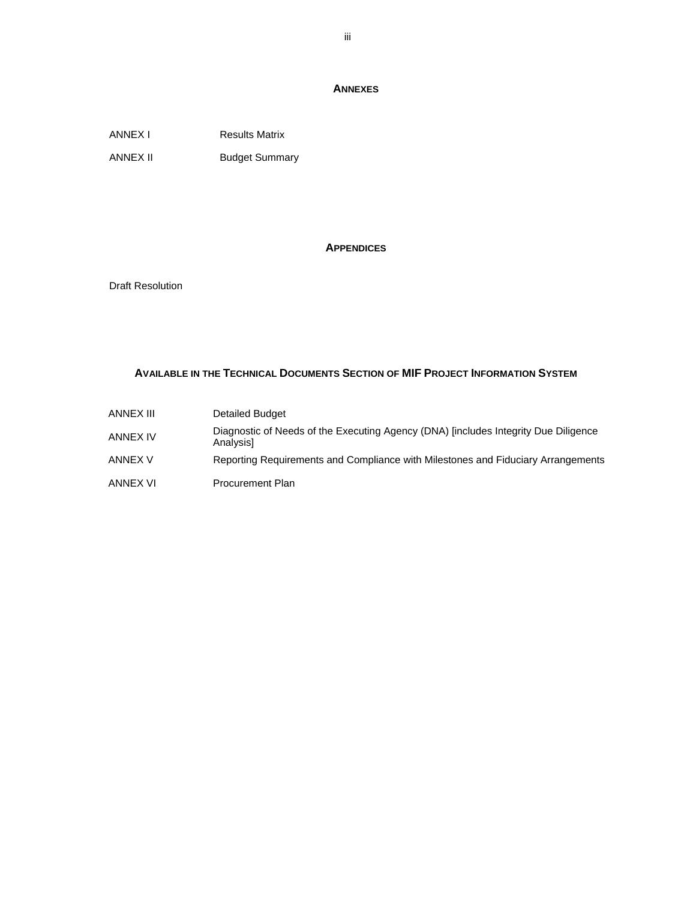## ANNEXES

| | |
|---|---|
| ANNEX I | Results Matrix |
| ANNEX II | Budget Summary |

## APPENDICES

Draft Resolution

## AVAILABLE IN THE TECHNICAL DOCUMENTS SECTION OF MIF PROJECT INFORMATION SYSTEM

| | |
|---|---|
| ANNEX III | Detailed Budget |
| ANNEX IV | Diagnostic of Needs of the Executing Agency (DNA) [includes Integrity Due Diligence Analysis] |
| ANNEX V | Reporting Requirements and Compliance with Milestones and Fiduciary Arrangements |
| ANNEX VI | Procurement Plan |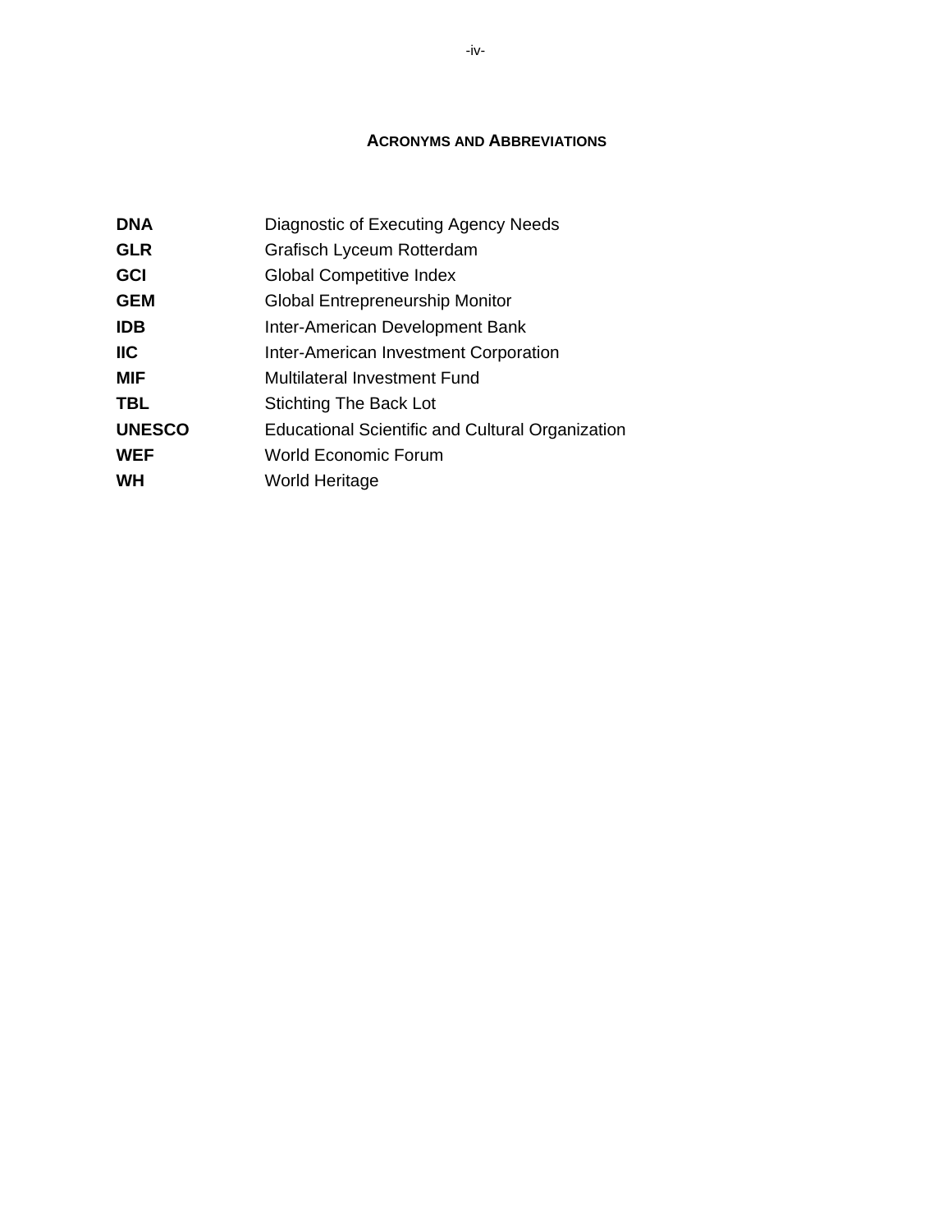## ACRONYMS AND ABBREVIATIONS

| | |
|---|---|
| **DNA** | Diagnostic of Executing Agency Needs |
| **GLR** | Grafisch Lyceum Rotterdam |
| **GCI** | Global Competitive Index |
| **GEM** | Global Entrepreneurship Monitor |
| **IDB** | Inter-American Development Bank |
| **IIC** | Inter-American Investment Corporation |
| **MIF** | Multilateral Investment Fund |
| **TBL** | Stichting The Back Lot |
| **UNESCO** | Educational Scientific and Cultural Organization |
| **WEF** | World Economic Forum |
| **WH** | World Heritage |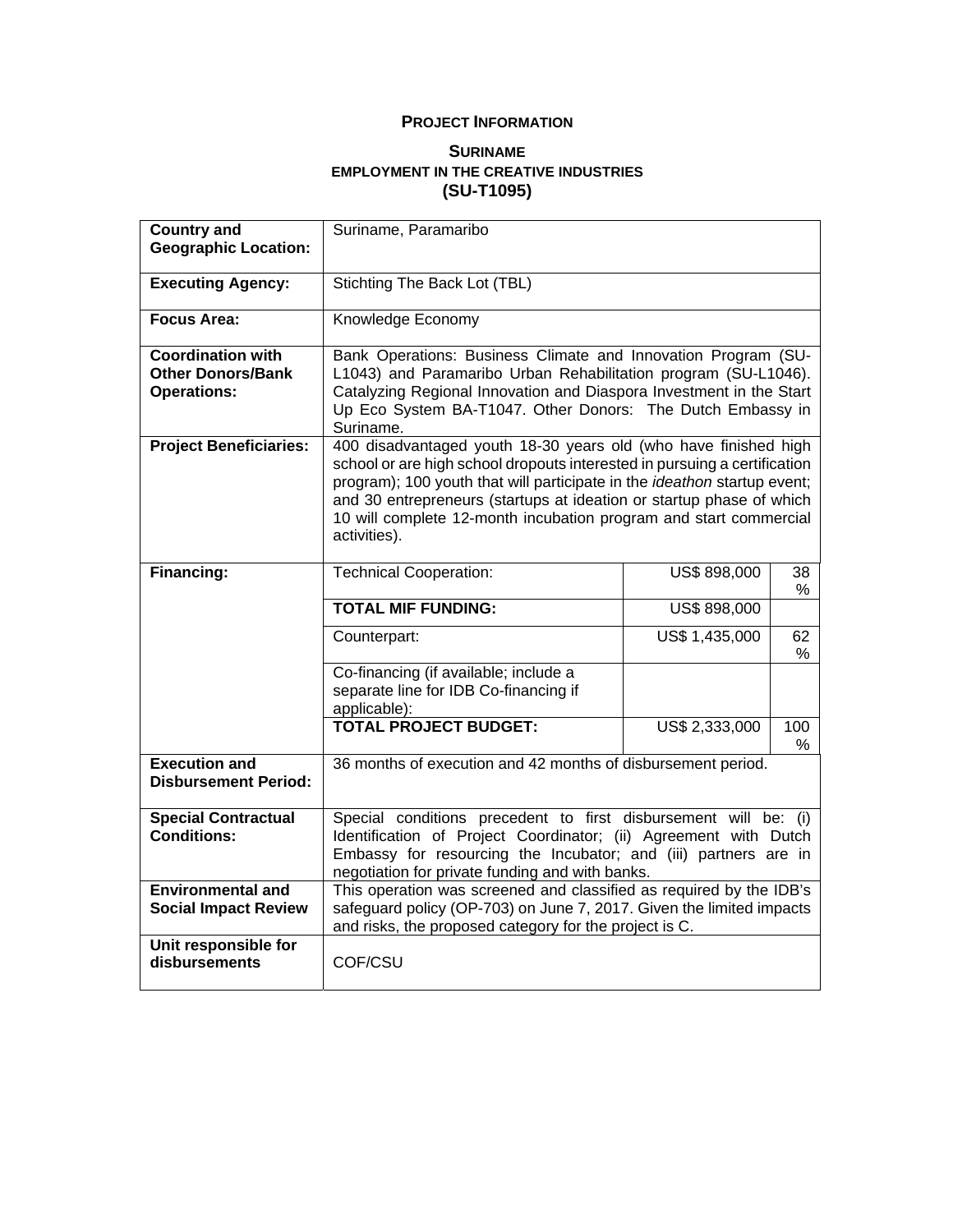# PROJECT INFORMATION

## SURINAME
## EMPLOYMENT IN THE CREATIVE INDUSTRIES
## (SU-T1095)

| | | | |
|---|---|---|---|
| **Country and Geographic Location:** | Suriname, Paramaribo | | |
| **Executing Agency:** | Stichting The Back Lot (TBL) | | |
| **Focus Area:** | Knowledge Economy | | |
| **Coordination with Other Donors/Bank Operations:** | Bank Operations: Business Climate and Innovation Program (SU-L1043) and Paramaribo Urban Rehabilitation program (SU-L1046). Catalyzing Regional Innovation and Diaspora Investment in the Start Up Eco System BA-T1047. Other Donors: The Dutch Embassy in Suriname. | | |
| **Project Beneficiaries:** | 400 disadvantaged youth 18-30 years old (who have finished high school or are high school dropouts interested in pursuing a certification program); 100 youth that will participate in the *ideathon* startup event; and 30 entrepreneurs (startups at ideation or startup phase of which 10 will complete 12-month incubation program and start commercial activities). | | |
| **Financing:** | Technical Cooperation: | US$ 898,000 | 38 % |
| | **TOTAL MIF FUNDING:** | US$ 898,000 | |
| | Counterpart: | US$ 1,435,000 | 62 % |
| | Co-financing (if available; include a separate line for IDB Co-financing if applicable): | | |
| | **TOTAL PROJECT BUDGET:** | US$ 2,333,000 | 100 % |
| **Execution and Disbursement Period:** | 36 months of execution and 42 months of disbursement period. | | |
| **Special Contractual Conditions:** | Special conditions precedent to first disbursement will be: (i) Identification of Project Coordinator; (ii) Agreement with Dutch Embassy for resourcing the Incubator; and (iii) partners are in negotiation for private funding and with banks. | | |
| **Environmental and Social Impact Review** | This operation was screened and classified as required by the IDB's safeguard policy (OP-703) on June 7, 2017. Given the limited impacts and risks, the proposed category for the project is C. | | |
| **Unit responsible for disbursements** | COF/CSU | | |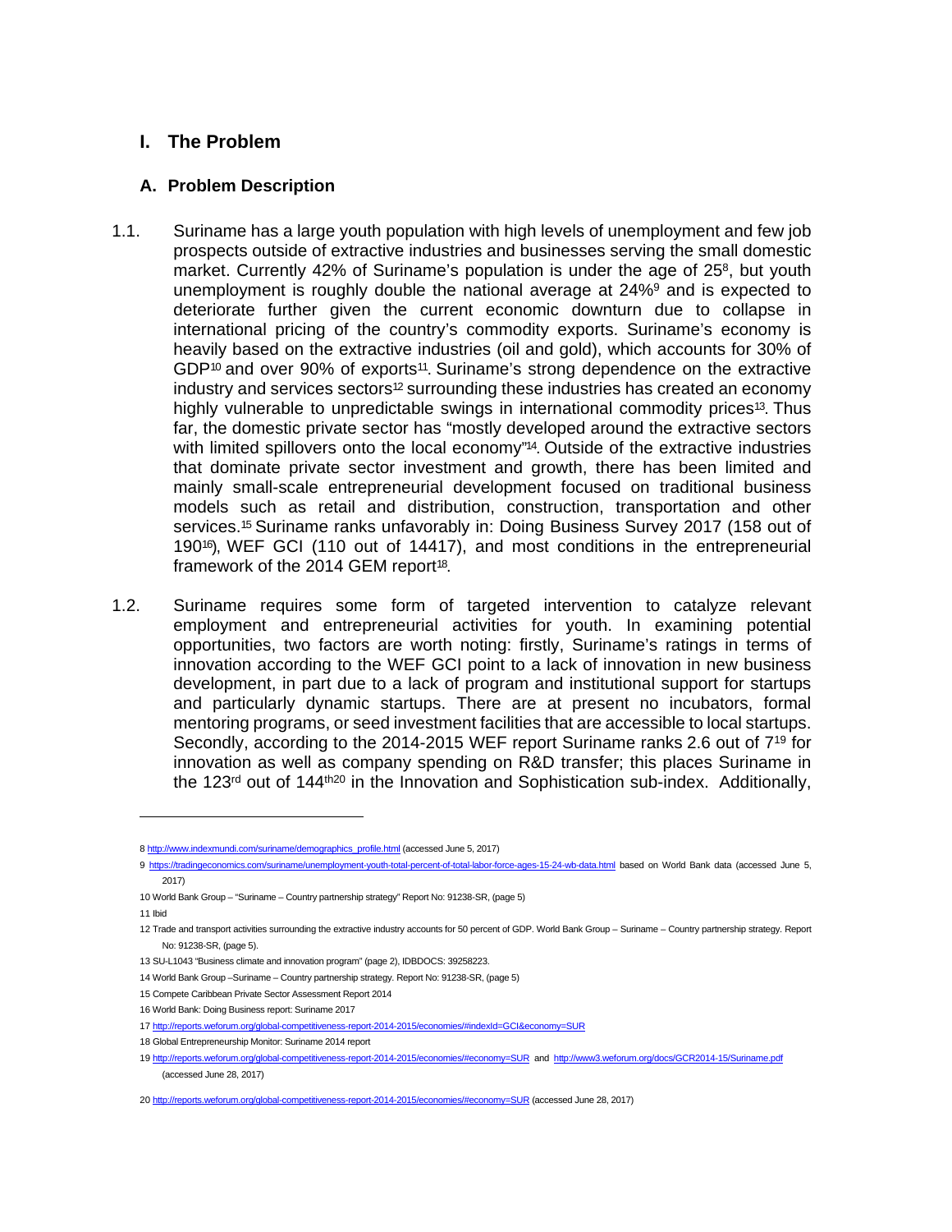## I. The Problem

### A. Problem Description

1.1. Suriname has a large youth population with high levels of unemployment and few job prospects outside of extractive industries and businesses serving the small domestic market. Currently 42% of Suriname's population is under the age of 25[8], but youth unemployment is roughly double the national average at 24%[9] and is expected to deteriorate further given the current economic downturn due to collapse in international pricing of the country's commodity exports. Suriname's economy is heavily based on the extractive industries (oil and gold), which accounts for 30% of GDP[10] and over 90% of exports[11]. Suriname's strong dependence on the extractive industry and services sectors[12] surrounding these industries has created an economy highly vulnerable to unpredictable swings in international commodity prices[13]. Thus far, the domestic private sector has "mostly developed around the extractive sectors with limited spillovers onto the local economy"[14]. Outside of the extractive industries that dominate private sector investment and growth, there has been limited and mainly small-scale entrepreneurial development focused on traditional business models such as retail and distribution, construction, transportation and other services.[15] Suriname ranks unfavorably in: Doing Business Survey 2017 (158 out of 190[16]), WEF GCI (110 out of 144[17]), and most conditions in the entrepreneurial framework of the 2014 GEM report[18].

1.2. Suriname requires some form of targeted intervention to catalyze relevant employment and entrepreneurial activities for youth. In examining potential opportunities, two factors are worth noting: firstly, Suriname's ratings in terms of innovation according to the WEF GCI point to a lack of innovation in new business development, in part due to a lack of program and institutional support for startups and particularly dynamic startups. There are at present no incubators, formal mentoring programs, or seed investment facilities that are accessible to local startups. Secondly, according to the 2014-2015 WEF report Suriname ranks 2.6 out of 7[19] for innovation as well as company spending on R&D transfer; this places Suriname in the 123rd out of 144th[20] in the Innovation and Sophistication sub-index. Additionally,

---

8 http://www.indexmundi.com/suriname/demographics_profile.html (accessed June 5, 2017)

9 https://tradingeconomics.com/suriname/unemployment-youth-total-percent-of-total-labor-force-ages-15-24-wb-data.html based on World Bank data (accessed June 5, 2017)

10 World Bank Group – "Suriname – Country partnership strategy" Report No: 91238-SR, (page 5)

11 Ibid

12 Trade and transport activities surrounding the extractive industry accounts for 50 percent of GDP. World Bank Group – Suriname – Country partnership strategy. Report No: 91238-SR, (page 5).

13 SU-L1043 "Business climate and innovation program" (page 2), IDBDOCS: 39258223.

14 World Bank Group –Suriname – Country partnership strategy. Report No: 91238-SR, (page 5)

15 Compete Caribbean Private Sector Assessment Report 2014

16 World Bank: Doing Business report: Suriname 2017

17 http://reports.weforum.org/global-competitiveness-report-2014-2015/economies/#indexId=GCI&economy=SUR

18 Global Entrepreneurship Monitor: Suriname 2014 report

19 http://reports.weforum.org/global-competitiveness-report-2014-2015/economies/#economy=SUR and http://www3.weforum.org/docs/GCR2014-15/Suriname.pdf (accessed June 28, 2017)

20 http://reports.weforum.org/global-competitiveness-report-2014-2015/economies/#economy=SUR (accessed June 28, 2017)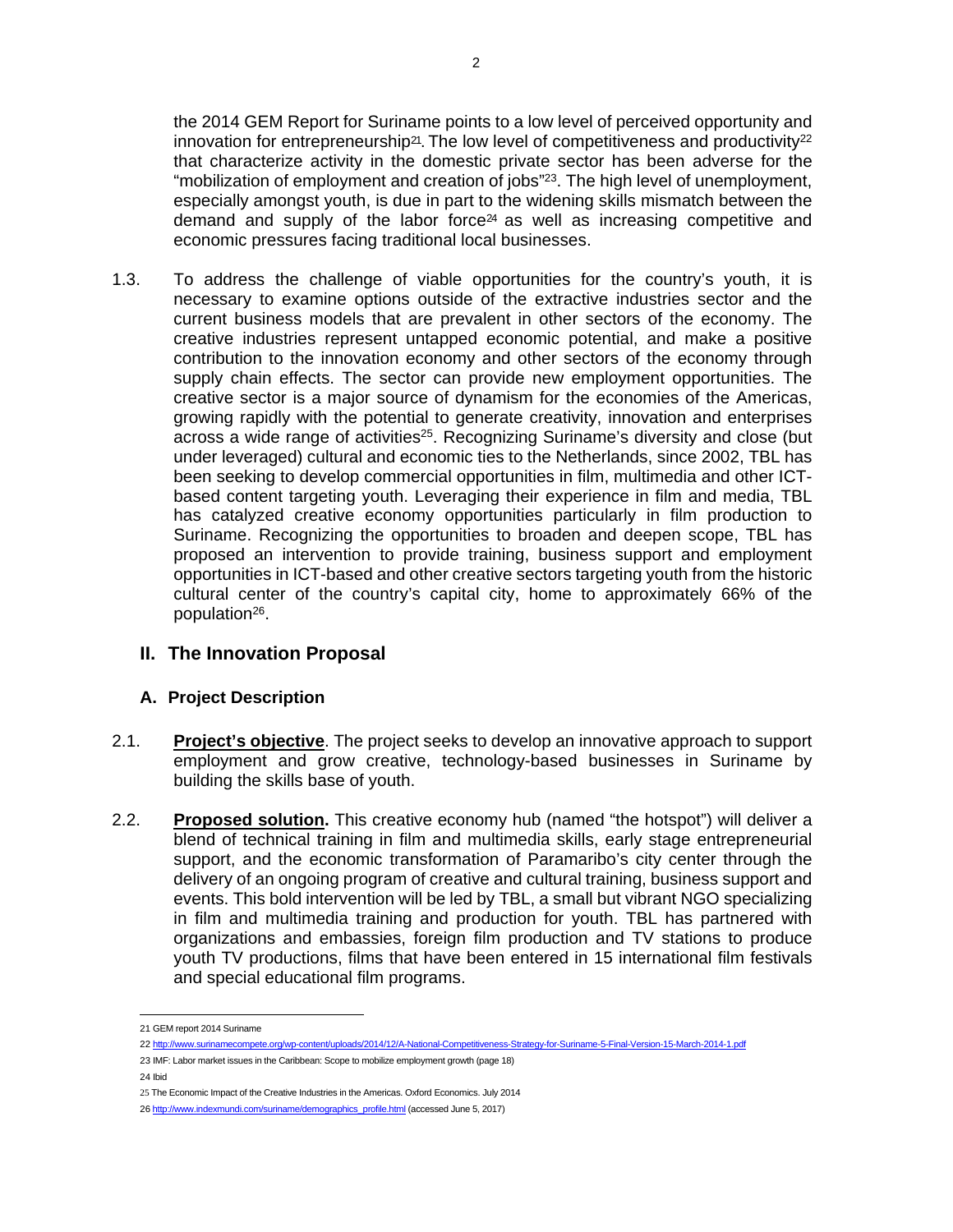the 2014 GEM Report for Suriname points to a low level of perceived opportunity and innovation for entrepreneurship[21]. The low level of competitiveness and productivity[22] that characterize activity in the domestic private sector has been adverse for the "mobilization of employment and creation of jobs"[23]. The high level of unemployment, especially amongst youth, is due in part to the widening skills mismatch between the demand and supply of the labor force[24] as well as increasing competitive and economic pressures facing traditional local businesses.

1.3. To address the challenge of viable opportunities for the country's youth, it is necessary to examine options outside of the extractive industries sector and the current business models that are prevalent in other sectors of the economy. The creative industries represent untapped economic potential, and make a positive contribution to the innovation economy and other sectors of the economy through supply chain effects. The sector can provide new employment opportunities. The creative sector is a major source of dynamism for the economies of the Americas, growing rapidly with the potential to generate creativity, innovation and enterprises across a wide range of activities[25]. Recognizing Suriname's diversity and close (but under leveraged) cultural and economic ties to the Netherlands, since 2002, TBL has been seeking to develop commercial opportunities in film, multimedia and other ICT-based content targeting youth. Leveraging their experience in film and media, TBL has catalyzed creative economy opportunities particularly in film production to Suriname. Recognizing the opportunities to broaden and deepen scope, TBL has proposed an intervention to provide training, business support and employment opportunities in ICT-based and other creative sectors targeting youth from the historic cultural center of the country's capital city, home to approximately 66% of the population[26].

## II. The Innovation Proposal

### A. Project Description

2.1. **Project's objective**. The project seeks to develop an innovative approach to support employment and grow creative, technology-based businesses in Suriname by building the skills base of youth.

2.2. **Proposed solution.** This creative economy hub (named "the hotspot") will deliver a blend of technical training in film and multimedia skills, early stage entrepreneurial support, and the economic transformation of Paramaribo's city center through the delivery of an ongoing program of creative and cultural training, business support and events. This bold intervention will be led by TBL, a small but vibrant NGO specializing in film and multimedia training and production for youth. TBL has partnered with organizations and embassies, foreign film production and TV stations to produce youth TV productions, films that have been entered in 15 international film festivals and special educational film programs.

---

21 GEM report 2014 Suriname

22 http://www.surinamecompete.org/wp-content/uploads/2014/12/A-National-Competitiveness-Strategy-for-Suriname-5-Final-Version-15-March-2014-1.pdf

23 IMF: Labor market issues in the Caribbean: Scope to mobilize employment growth (page 18)

24 Ibid

25 The Economic Impact of the Creative Industries in the Americas. Oxford Economics. July 2014

26 http://www.indexmundi.com/suriname/demographics_profile.html (accessed June 5, 2017)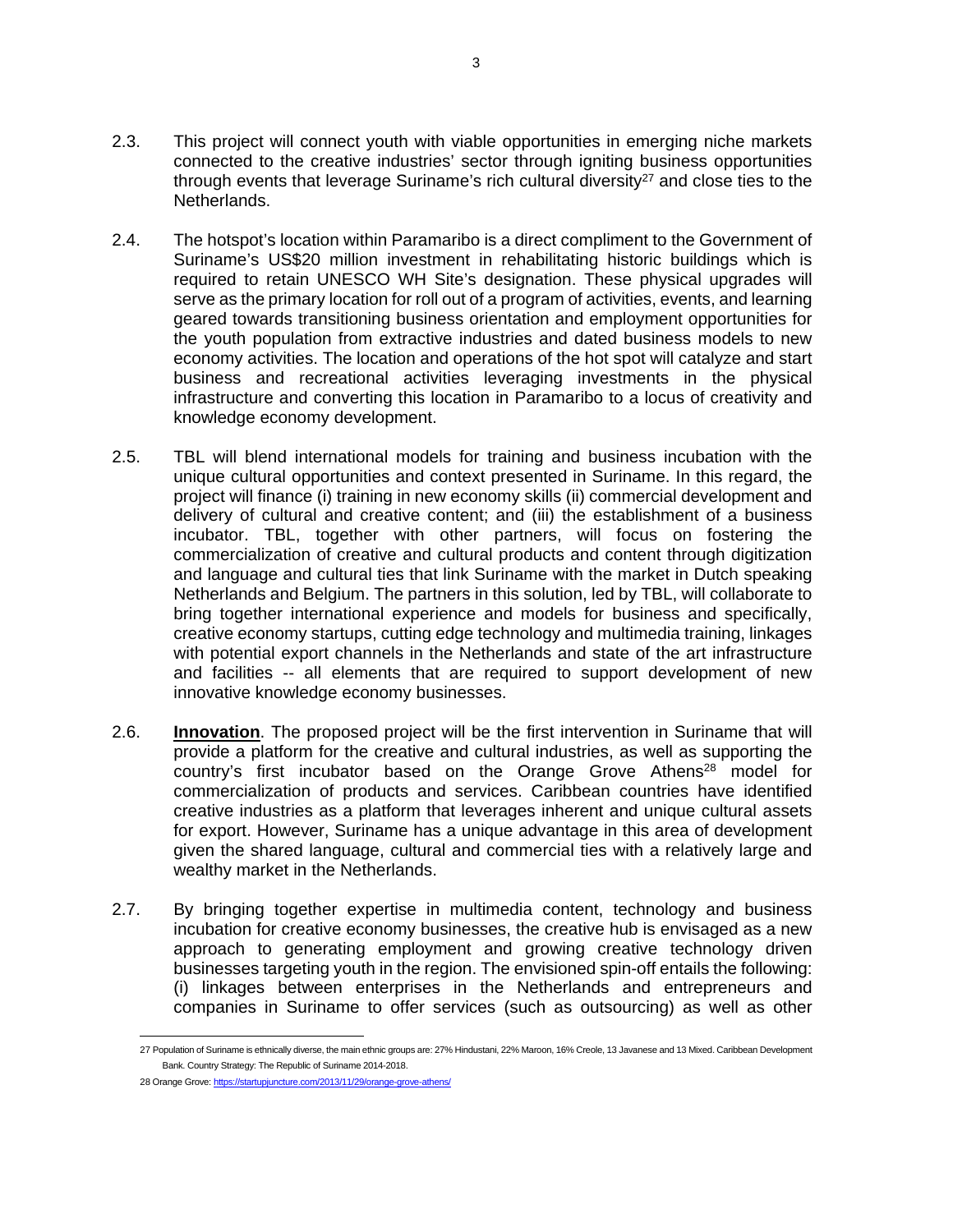2.3. This project will connect youth with viable opportunities in emerging niche markets connected to the creative industries' sector through igniting business opportunities through events that leverage Suriname's rich cultural diversity[27] and close ties to the Netherlands.

2.4. The hotspot's location within Paramaribo is a direct compliment to the Government of Suriname's US$20 million investment in rehabilitating historic buildings which is required to retain UNESCO WH Site's designation. These physical upgrades will serve as the primary location for roll out of a program of activities, events, and learning geared towards transitioning business orientation and employment opportunities for the youth population from extractive industries and dated business models to new economy activities. The location and operations of the hot spot will catalyze and start business and recreational activities leveraging investments in the physical infrastructure and converting this location in Paramaribo to a locus of creativity and knowledge economy development.

2.5. TBL will blend international models for training and business incubation with the unique cultural opportunities and context presented in Suriname. In this regard, the project will finance (i) training in new economy skills (ii) commercial development and delivery of cultural and creative content; and (iii) the establishment of a business incubator. TBL, together with other partners, will focus on fostering the commercialization of creative and cultural products and content through digitization and language and cultural ties that link Suriname with the market in Dutch speaking Netherlands and Belgium. The partners in this solution, led by TBL, will collaborate to bring together international experience and models for business and specifically, creative economy startups, cutting edge technology and multimedia training, linkages with potential export channels in the Netherlands and state of the art infrastructure and facilities -- all elements that are required to support development of new innovative knowledge economy businesses.

2.6. **Innovation**. The proposed project will be the first intervention in Suriname that will provide a platform for the creative and cultural industries, as well as supporting the country's first incubator based on the Orange Grove Athens[28] model for commercialization of products and services. Caribbean countries have identified creative industries as a platform that leverages inherent and unique cultural assets for export. However, Suriname has a unique advantage in this area of development given the shared language, cultural and commercial ties with a relatively large and wealthy market in the Netherlands.

2.7. By bringing together expertise in multimedia content, technology and business incubation for creative economy businesses, the creative hub is envisaged as a new approach to generating employment and growing creative technology driven businesses targeting youth in the region. The envisioned spin-off entails the following: (i) linkages between enterprises in the Netherlands and entrepreneurs and companies in Suriname to offer services (such as outsourcing) as well as other

---

27 Population of Suriname is ethnically diverse, the main ethnic groups are: 27% Hindustani, 22% Maroon, 16% Creole, 13 Javanese and 13 Mixed. Caribbean Development Bank. Country Strategy: The Republic of Suriname 2014-2018.

28 Orange Grove: https://startupjuncture.com/2013/11/29/orange-grove-athens/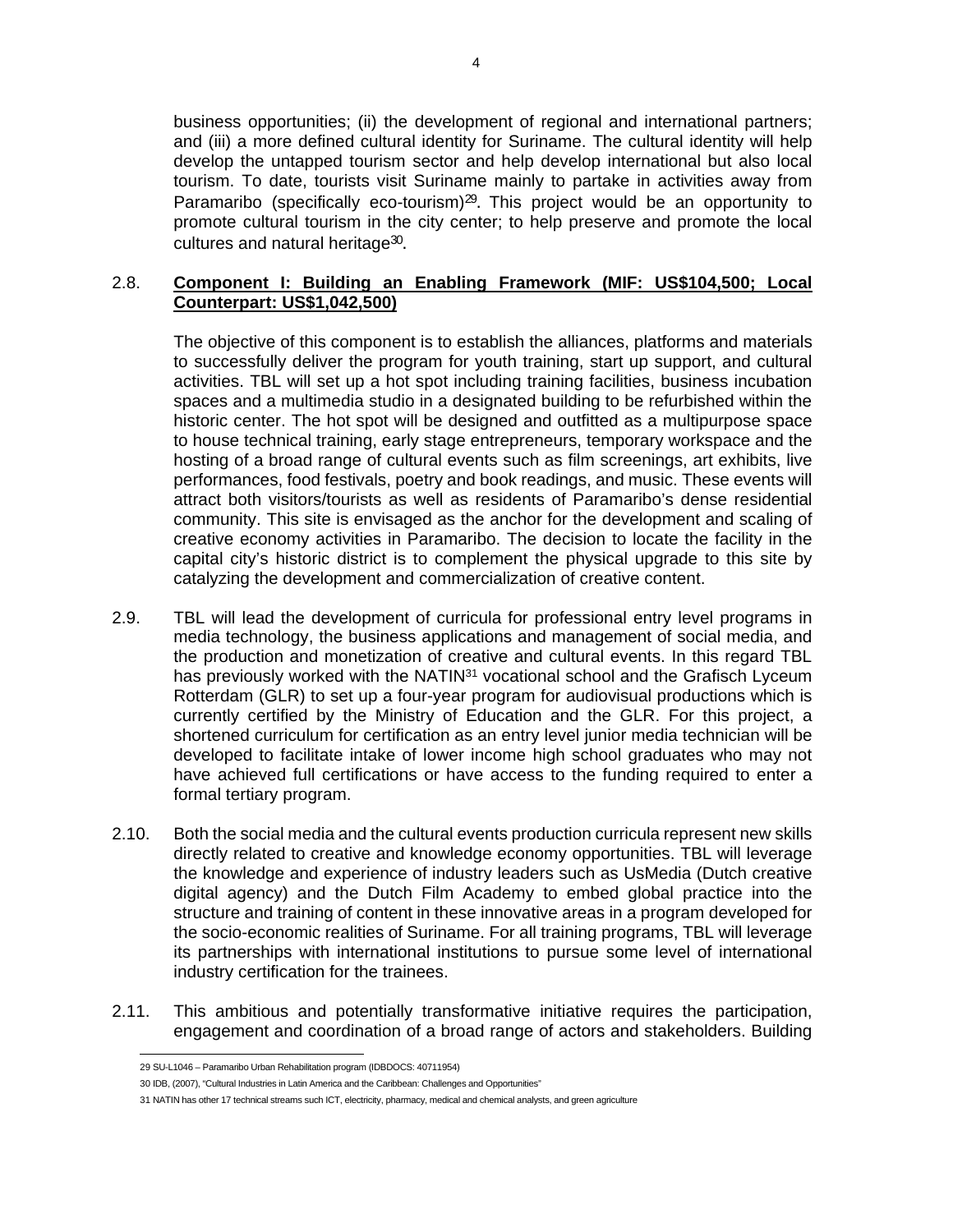business opportunities; (ii) the development of regional and international partners; and (iii) a more defined cultural identity for Suriname. The cultural identity will help develop the untapped tourism sector and help develop international but also local tourism. To date, tourists visit Suriname mainly to partake in activities away from Paramaribo (specifically eco-tourism)[29]. This project would be an opportunity to promote cultural tourism in the city center; to help preserve and promote the local cultures and natural heritage[30].

2.8. **Component I: Building an Enabling Framework (MIF: US$104,500; Local Counterpart: US$1,042,500)**

The objective of this component is to establish the alliances, platforms and materials to successfully deliver the program for youth training, start up support, and cultural activities. TBL will set up a hot spot including training facilities, business incubation spaces and a multimedia studio in a designated building to be refurbished within the historic center. The hot spot will be designed and outfitted as a multipurpose space to house technical training, early stage entrepreneurs, temporary workspace and the hosting of a broad range of cultural events such as film screenings, art exhibits, live performances, food festivals, poetry and book readings, and music. These events will attract both visitors/tourists as well as residents of Paramaribo's dense residential community. This site is envisaged as the anchor for the development and scaling of creative economy activities in Paramaribo. The decision to locate the facility in the capital city's historic district is to complement the physical upgrade to this site by catalyzing the development and commercialization of creative content.

2.9. TBL will lead the development of curricula for professional entry level programs in media technology, the business applications and management of social media, and the production and monetization of creative and cultural events. In this regard TBL has previously worked with the NATIN[31] vocational school and the Grafisch Lyceum Rotterdam (GLR) to set up a four-year program for audiovisual productions which is currently certified by the Ministry of Education and the GLR. For this project, a shortened curriculum for certification as an entry level junior media technician will be developed to facilitate intake of lower income high school graduates who may not have achieved full certifications or have access to the funding required to enter a formal tertiary program.

2.10. Both the social media and the cultural events production curricula represent new skills directly related to creative and knowledge economy opportunities. TBL will leverage the knowledge and experience of industry leaders such as UsMedia (Dutch creative digital agency) and the Dutch Film Academy to embed global practice into the structure and training of content in these innovative areas in a program developed for the socio-economic realities of Suriname. For all training programs, TBL will leverage its partnerships with international institutions to pursue some level of international industry certification for the trainees.

2.11. This ambitious and potentially transformative initiative requires the participation, engagement and coordination of a broad range of actors and stakeholders. Building

---

29 SU-L1046 – Paramaribo Urban Rehabilitation program (IDBDOCS: 40711954)

30 IDB, (2007), "Cultural Industries in Latin America and the Caribbean: Challenges and Opportunities"

31 NATIN has other 17 technical streams such ICT, electricity, pharmacy, medical and chemical analysts, and green agriculture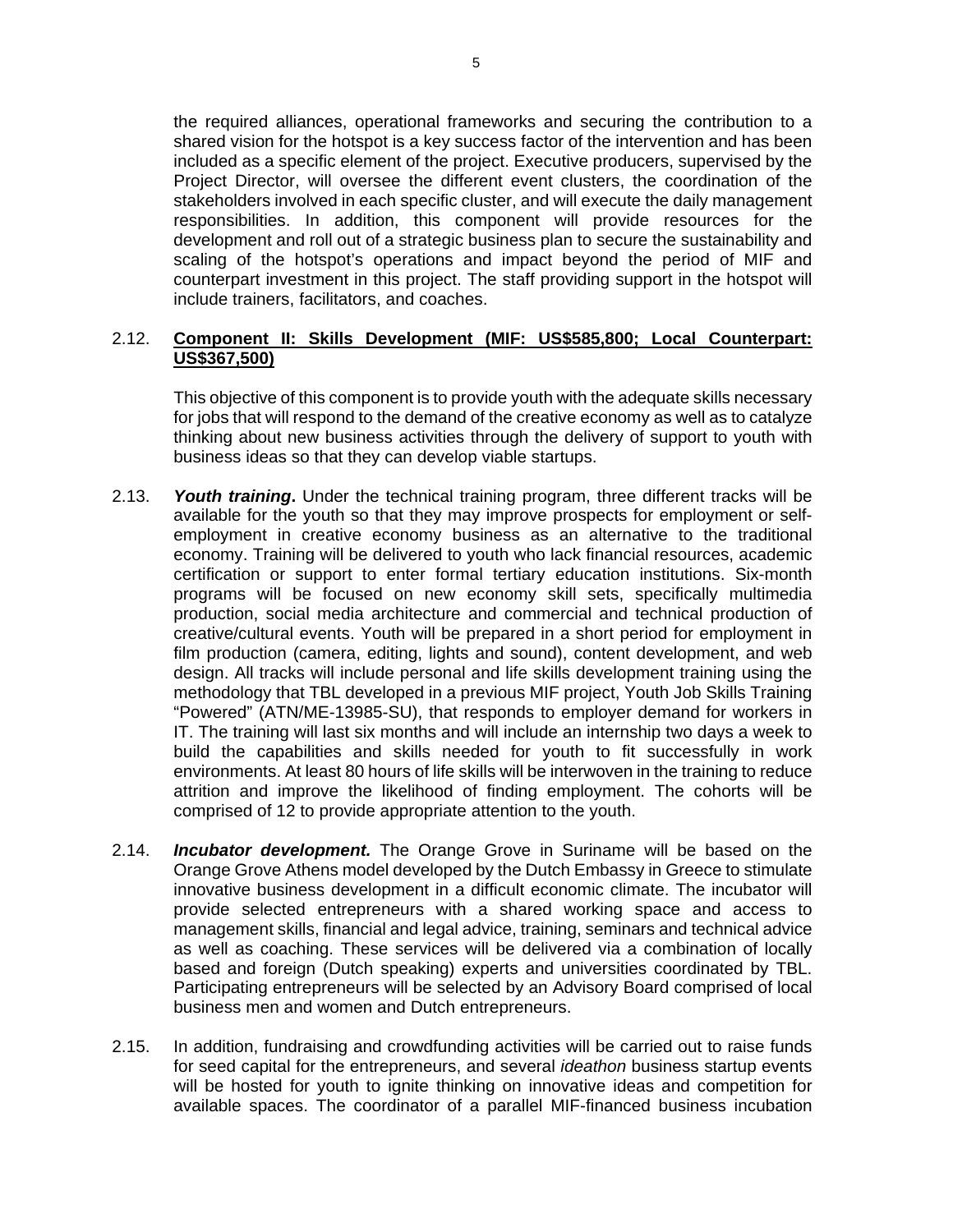the required alliances, operational frameworks and securing the contribution to a shared vision for the hotspot is a key success factor of the intervention and has been included as a specific element of the project. Executive producers, supervised by the Project Director, will oversee the different event clusters, the coordination of the stakeholders involved in each specific cluster, and will execute the daily management responsibilities. In addition, this component will provide resources for the development and roll out of a strategic business plan to secure the sustainability and scaling of the hotspot's operations and impact beyond the period of MIF and counterpart investment in this project. The staff providing support in the hotspot will include trainers, facilitators, and coaches.

2.12. **Component II: Skills Development (MIF: US$585,800; Local Counterpart: US$367,500)**

This objective of this component is to provide youth with the adequate skills necessary for jobs that will respond to the demand of the creative economy as well as to catalyze thinking about new business activities through the delivery of support to youth with business ideas so that they can develop viable startups.

2.13. ***Youth training*.** Under the technical training program, three different tracks will be available for the youth so that they may improve prospects for employment or self-employment in creative economy business as an alternative to the traditional economy. Training will be delivered to youth who lack financial resources, academic certification or support to enter formal tertiary education institutions. Six-month programs will be focused on new economy skill sets, specifically multimedia production, social media architecture and commercial and technical production of creative/cultural events. Youth will be prepared in a short period for employment in film production (camera, editing, lights and sound), content development, and web design. All tracks will include personal and life skills development training using the methodology that TBL developed in a previous MIF project, Youth Job Skills Training "Powered" (ATN/ME-13985-SU), that responds to employer demand for workers in IT. The training will last six months and will include an internship two days a week to build the capabilities and skills needed for youth to fit successfully in work environments. At least 80 hours of life skills will be interwoven in the training to reduce attrition and improve the likelihood of finding employment. The cohorts will be comprised of 12 to provide appropriate attention to the youth.

2.14. ***Incubator development.*** The Orange Grove in Suriname will be based on the Orange Grove Athens model developed by the Dutch Embassy in Greece to stimulate innovative business development in a difficult economic climate. The incubator will provide selected entrepreneurs with a shared working space and access to management skills, financial and legal advice, training, seminars and technical advice as well as coaching. These services will be delivered via a combination of locally based and foreign (Dutch speaking) experts and universities coordinated by TBL. Participating entrepreneurs will be selected by an Advisory Board comprised of local business men and women and Dutch entrepreneurs.

2.15. In addition, fundraising and crowdfunding activities will be carried out to raise funds for seed capital for the entrepreneurs, and several *ideathon* business startup events will be hosted for youth to ignite thinking on innovative ideas and competition for available spaces. The coordinator of a parallel MIF-financed business incubation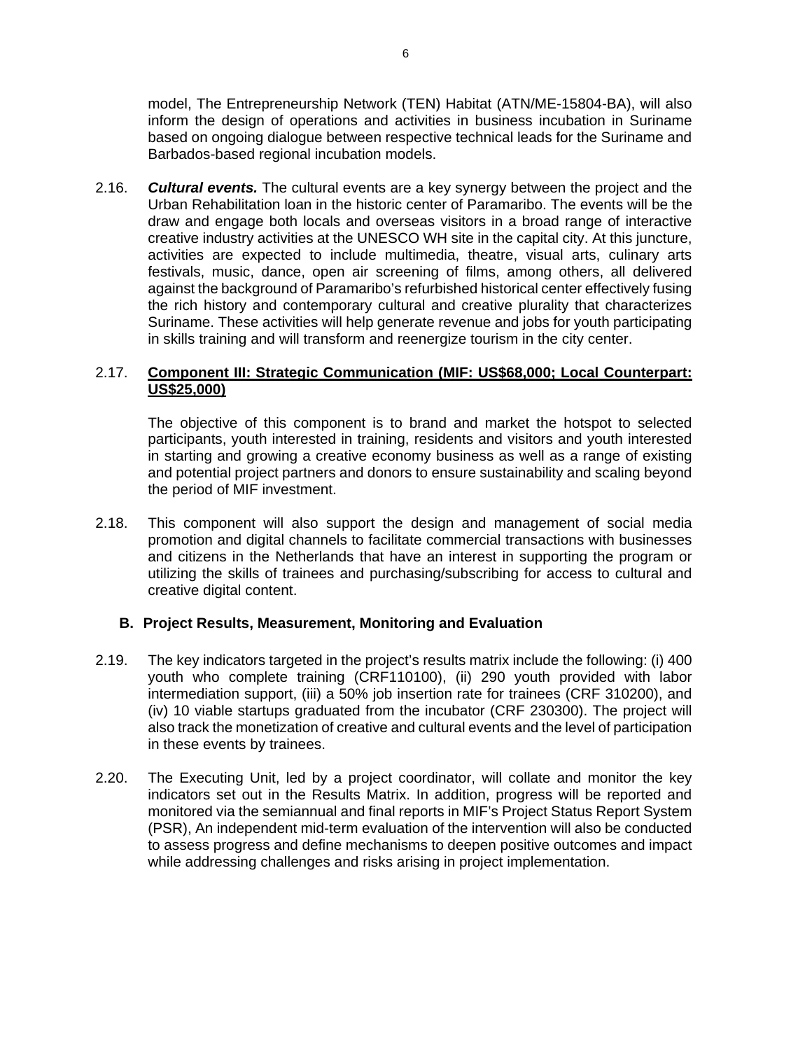model, The Entrepreneurship Network (TEN) Habitat (ATN/ME-15804-BA), will also inform the design of operations and activities in business incubation in Suriname based on ongoing dialogue between respective technical leads for the Suriname and Barbados-based regional incubation models.

2.16. ***Cultural events.*** The cultural events are a key synergy between the project and the Urban Rehabilitation loan in the historic center of Paramaribo. The events will be the draw and engage both locals and overseas visitors in a broad range of interactive creative industry activities at the UNESCO WH site in the capital city. At this juncture, activities are expected to include multimedia, theatre, visual arts, culinary arts festivals, music, dance, open air screening of films, among others, all delivered against the background of Paramaribo's refurbished historical center effectively fusing the rich history and contemporary cultural and creative plurality that characterizes Suriname. These activities will help generate revenue and jobs for youth participating in skills training and will transform and reenergize tourism in the city center.

2.17. **Component III: Strategic Communication (MIF: US$68,000; Local Counterpart: US$25,000)**

The objective of this component is to brand and market the hotspot to selected participants, youth interested in training, residents and visitors and youth interested in starting and growing a creative economy business as well as a range of existing and potential project partners and donors to ensure sustainability and scaling beyond the period of MIF investment.

2.18. This component will also support the design and management of social media promotion and digital channels to facilitate commercial transactions with businesses and citizens in the Netherlands that have an interest in supporting the program or utilizing the skills of trainees and purchasing/subscribing for access to cultural and creative digital content.

### B. Project Results, Measurement, Monitoring and Evaluation

2.19. The key indicators targeted in the project's results matrix include the following: (i) 400 youth who complete training (CRF110100), (ii) 290 youth provided with labor intermediation support, (iii) a 50% job insertion rate for trainees (CRF 310200), and (iv) 10 viable startups graduated from the incubator (CRF 230300). The project will also track the monetization of creative and cultural events and the level of participation in these events by trainees.

2.20. The Executing Unit, led by a project coordinator, will collate and monitor the key indicators set out in the Results Matrix. In addition, progress will be reported and monitored via the semiannual and final reports in MIF's Project Status Report System (PSR), An independent mid-term evaluation of the intervention will also be conducted to assess progress and define mechanisms to deepen positive outcomes and impact while addressing challenges and risks arising in project implementation.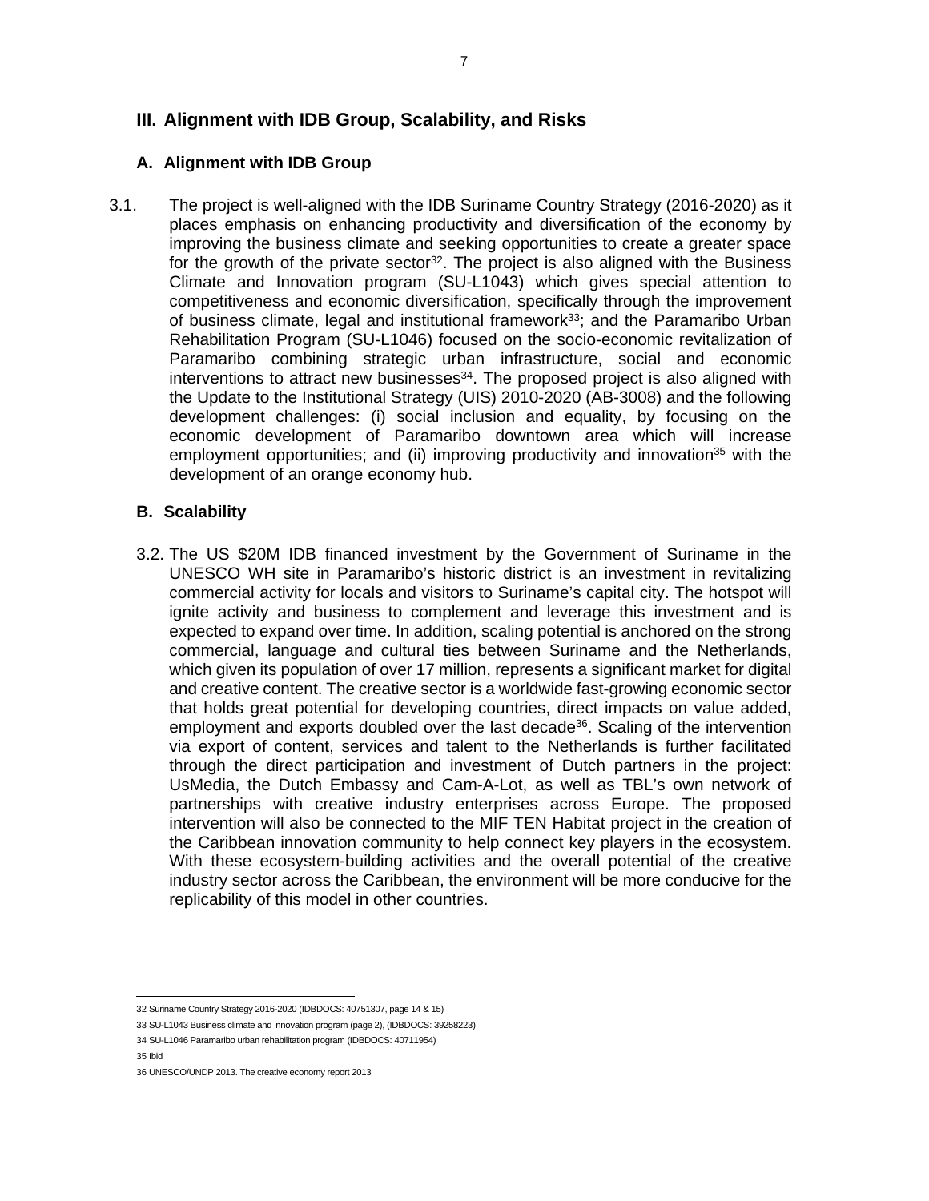## III. Alignment with IDB Group, Scalability, and Risks

### A. Alignment with IDB Group

3.1. The project is well-aligned with the IDB Suriname Country Strategy (2016-2020) as it places emphasis on enhancing productivity and diversification of the economy by improving the business climate and seeking opportunities to create a greater space for the growth of the private sector[32]. The project is also aligned with the Business Climate and Innovation program (SU-L1043) which gives special attention to competitiveness and economic diversification, specifically through the improvement of business climate, legal and institutional framework[33]; and the Paramaribo Urban Rehabilitation Program (SU-L1046) focused on the socio-economic revitalization of Paramaribo combining strategic urban infrastructure, social and economic interventions to attract new businesses[34]. The proposed project is also aligned with the Update to the Institutional Strategy (UIS) 2010-2020 (AB-3008) and the following development challenges: (i) social inclusion and equality, by focusing on the economic development of Paramaribo downtown area which will increase employment opportunities; and (ii) improving productivity and innovation[35] with the development of an orange economy hub.

### B. Scalability

3.2. The US $20M IDB financed investment by the Government of Suriname in the UNESCO WH site in Paramaribo's historic district is an investment in revitalizing commercial activity for locals and visitors to Suriname's capital city. The hotspot will ignite activity and business to complement and leverage this investment and is expected to expand over time. In addition, scaling potential is anchored on the strong commercial, language and cultural ties between Suriname and the Netherlands, which given its population of over 17 million, represents a significant market for digital and creative content. The creative sector is a worldwide fast-growing economic sector that holds great potential for developing countries, direct impacts on value added, employment and exports doubled over the last decade[36]. Scaling of the intervention via export of content, services and talent to the Netherlands is further facilitated through the direct participation and investment of Dutch partners in the project: UsMedia, the Dutch Embassy and Cam-A-Lot, as well as TBL's own network of partnerships with creative industry enterprises across Europe. The proposed intervention will also be connected to the MIF TEN Habitat project in the creation of the Caribbean innovation community to help connect key players in the ecosystem. With these ecosystem-building activities and the overall potential of the creative industry sector across the Caribbean, the environment will be more conducive for the replicability of this model in other countries.

---

32 Suriname Country Strategy 2016-2020 (IDBDOCS: 40751307, page 14 & 15)

33 SU-L1043 Business climate and innovation program (page 2), (IDBDOCS: 39258223)

34 SU-L1046 Paramaribo urban rehabilitation program (IDBDOCS: 40711954)

35 Ibid

36 UNESCO/UNDP 2013. The creative economy report 2013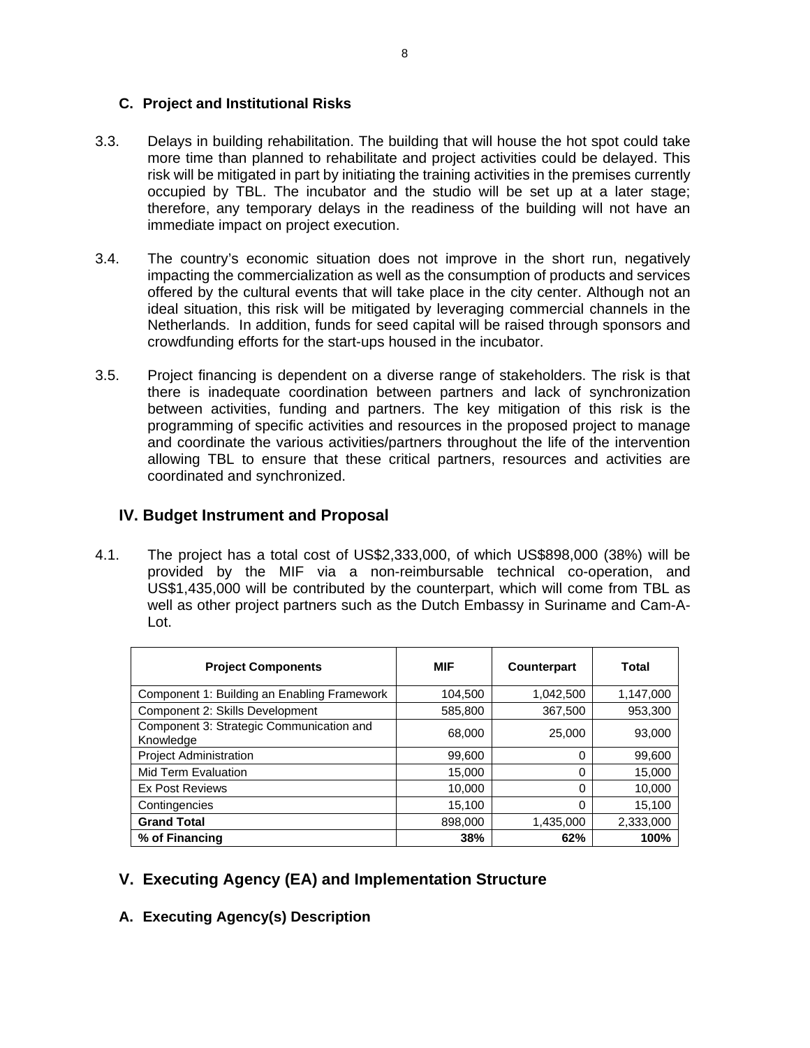### C. Project and Institutional Risks

3.3. Delays in building rehabilitation. The building that will house the hot spot could take more time than planned to rehabilitate and project activities could be delayed. This risk will be mitigated in part by initiating the training activities in the premises currently occupied by TBL. The incubator and the studio will be set up at a later stage; therefore, any temporary delays in the readiness of the building will not have an immediate impact on project execution.

3.4. The country's economic situation does not improve in the short run, negatively impacting the commercialization as well as the consumption of products and services offered by the cultural events that will take place in the city center. Although not an ideal situation, this risk will be mitigated by leveraging commercial channels in the Netherlands. In addition, funds for seed capital will be raised through sponsors and crowdfunding efforts for the start-ups housed in the incubator.

3.5. Project financing is dependent on a diverse range of stakeholders. The risk is that there is inadequate coordination between partners and lack of synchronization between activities, funding and partners. The key mitigation of this risk is the programming of specific activities and resources in the proposed project to manage and coordinate the various activities/partners throughout the life of the intervention allowing TBL to ensure that these critical partners, resources and activities are coordinated and synchronized.

## IV. Budget Instrument and Proposal

4.1. The project has a total cost of US$2,333,000, of which US$898,000 (38%) will be provided by the MIF via a non-reimbursable technical co-operation, and US$1,435,000 will be contributed by the counterpart, which will come from TBL as well as other project partners such as the Dutch Embassy in Suriname and Cam-A-Lot.

| Project Components | MIF | Counterpart | Total |
|---|---|---|---|
| Component 1: Building an Enabling Framework | 104,500 | 1,042,500 | 1,147,000 |
| Component 2: Skills Development | 585,800 | 367,500 | 953,300 |
| Component 3: Strategic Communication and Knowledge | 68,000 | 25,000 | 93,000 |
| Project Administration | 99,600 | 0 | 99,600 |
| Mid Term Evaluation | 15,000 | 0 | 15,000 |
| Ex Post Reviews | 10,000 | 0 | 10,000 |
| Contingencies | 15,100 | 0 | 15,100 |
| **Grand Total** | 898,000 | 1,435,000 | 2,333,000 |
| **% of Financing** | **38%** | **62%** | **100%** |

## V. Executing Agency (EA) and Implementation Structure

### A. Executing Agency(s) Description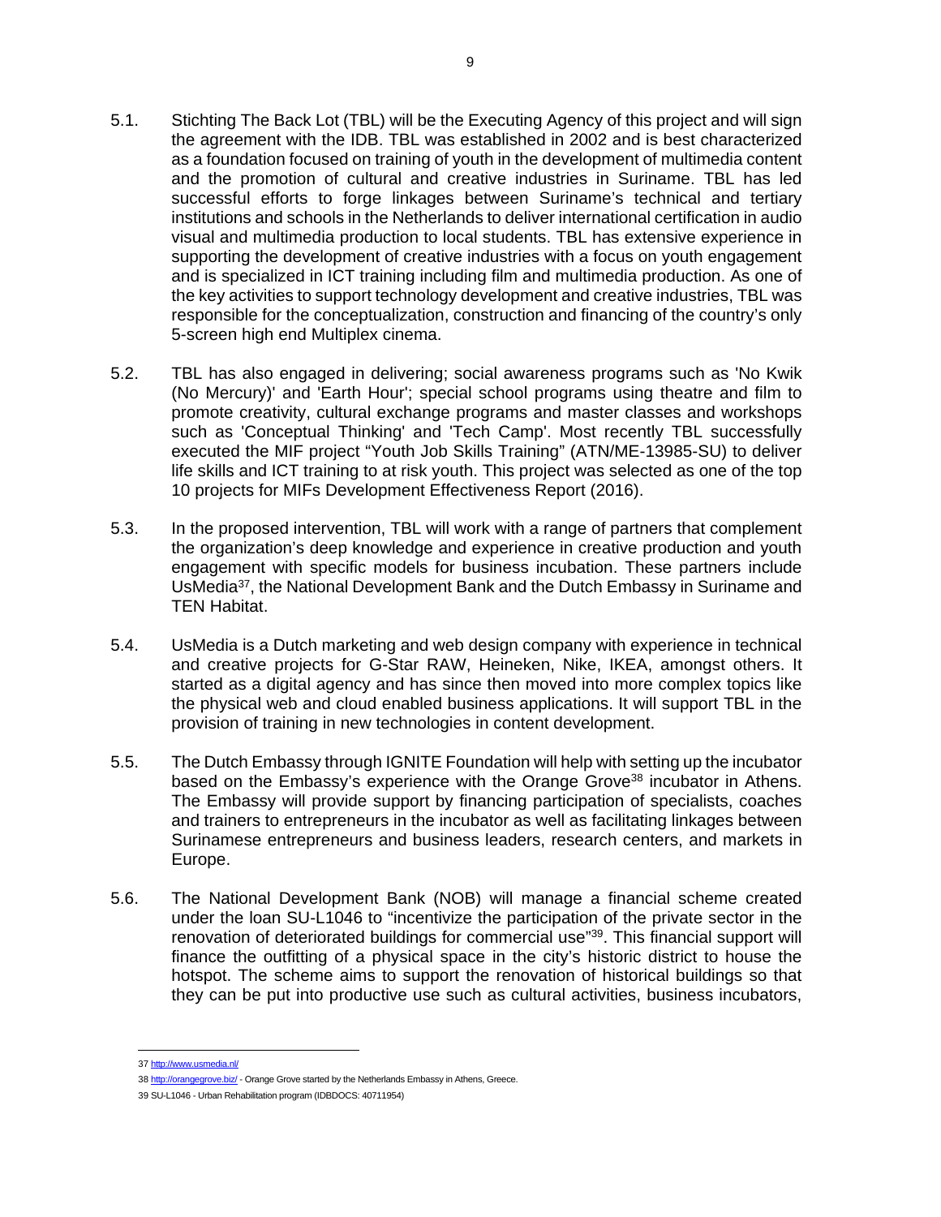5.1. Stichting The Back Lot (TBL) will be the Executing Agency of this project and will sign the agreement with the IDB. TBL was established in 2002 and is best characterized as a foundation focused on training of youth in the development of multimedia content and the promotion of cultural and creative industries in Suriname. TBL has led successful efforts to forge linkages between Suriname's technical and tertiary institutions and schools in the Netherlands to deliver international certification in audio visual and multimedia production to local students. TBL has extensive experience in supporting the development of creative industries with a focus on youth engagement and is specialized in ICT training including film and multimedia production. As one of the key activities to support technology development and creative industries, TBL was responsible for the conceptualization, construction and financing of the country's only 5-screen high end Multiplex cinema.

5.2. TBL has also engaged in delivering; social awareness programs such as 'No Kwik (No Mercury)' and 'Earth Hour'; special school programs using theatre and film to promote creativity, cultural exchange programs and master classes and workshops such as 'Conceptual Thinking' and 'Tech Camp'. Most recently TBL successfully executed the MIF project "Youth Job Skills Training" (ATN/ME-13985-SU) to deliver life skills and ICT training to at risk youth. This project was selected as one of the top 10 projects for MIFs Development Effectiveness Report (2016).

5.3. In the proposed intervention, TBL will work with a range of partners that complement the organization's deep knowledge and experience in creative production and youth engagement with specific models for business incubation. These partners include UsMedia[37], the National Development Bank and the Dutch Embassy in Suriname and TEN Habitat.

5.4. UsMedia is a Dutch marketing and web design company with experience in technical and creative projects for G-Star RAW, Heineken, Nike, IKEA, amongst others. It started as a digital agency and has since then moved into more complex topics like the physical web and cloud enabled business applications. It will support TBL in the provision of training in new technologies in content development.

5.5. The Dutch Embassy through IGNITE Foundation will help with setting up the incubator based on the Embassy's experience with the Orange Grove[38] incubator in Athens. The Embassy will provide support by financing participation of specialists, coaches and trainers to entrepreneurs in the incubator as well as facilitating linkages between Surinamese entrepreneurs and business leaders, research centers, and markets in Europe.

5.6. The National Development Bank (NOB) will manage a financial scheme created under the loan SU-L1046 to "incentivize the participation of the private sector in the renovation of deteriorated buildings for commercial use"[39]. This financial support will finance the outfitting of a physical space in the city's historic district to house the hotspot. The scheme aims to support the renovation of historical buildings so that they can be put into productive use such as cultural activities, business incubators,

---

37 http://www.usmedia.nl/

38 http://orangegrove.biz/ - Orange Grove started by the Netherlands Embassy in Athens, Greece.

39 SU-L1046 - Urban Rehabilitation program (IDBDOCS: 40711954)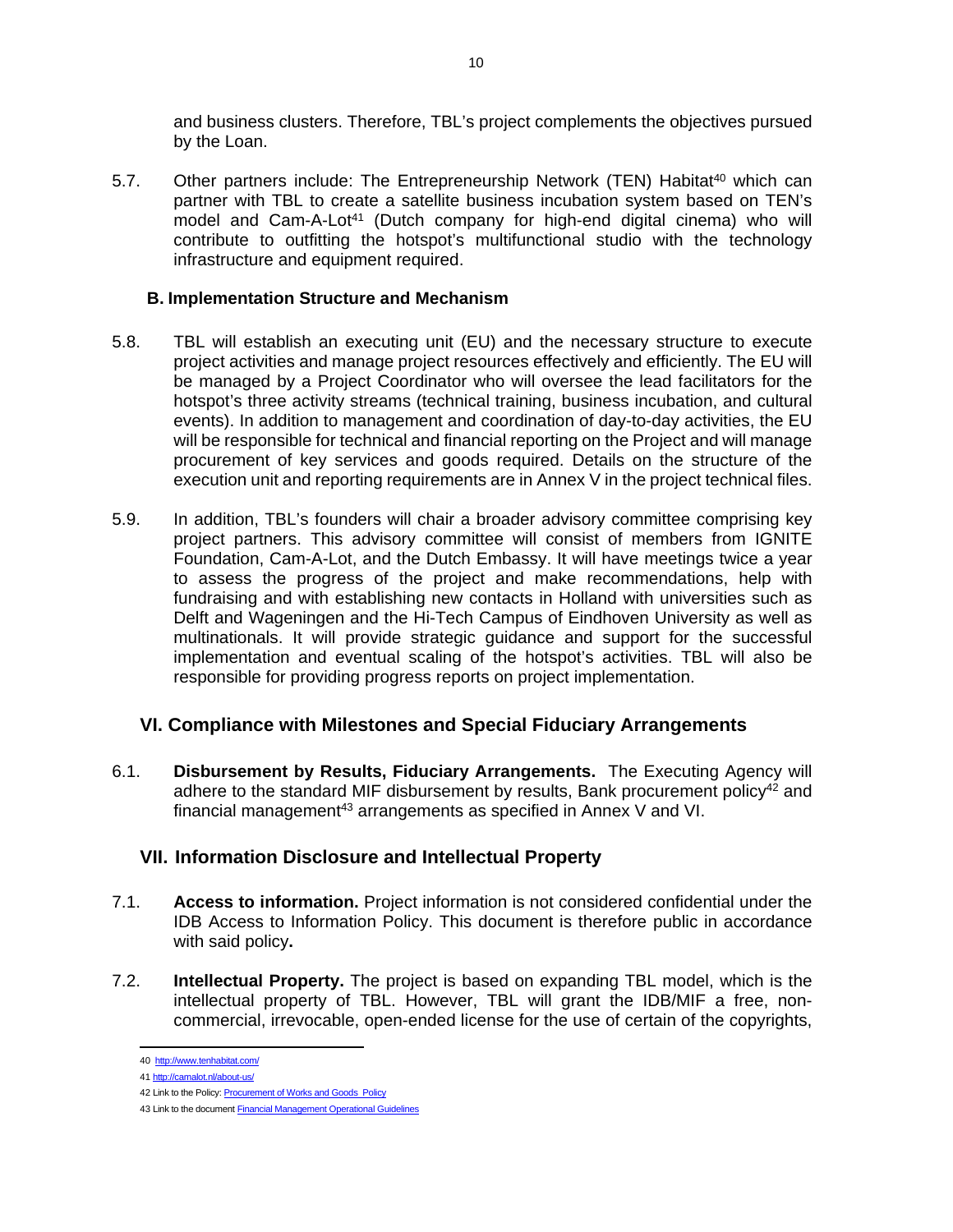and business clusters. Therefore, TBL's project complements the objectives pursued by the Loan.

5.7. Other partners include: The Entrepreneurship Network (TEN) Habitat[40] which can partner with TBL to create a satellite business incubation system based on TEN's model and Cam-A-Lot[41] (Dutch company for high-end digital cinema) who will contribute to outfitting the hotspot's multifunctional studio with the technology infrastructure and equipment required.

### B. Implementation Structure and Mechanism

5.8. TBL will establish an executing unit (EU) and the necessary structure to execute project activities and manage project resources effectively and efficiently. The EU will be managed by a Project Coordinator who will oversee the lead facilitators for the hotspot's three activity streams (technical training, business incubation, and cultural events). In addition to management and coordination of day-to-day activities, the EU will be responsible for technical and financial reporting on the Project and will manage procurement of key services and goods required. Details on the structure of the execution unit and reporting requirements are in Annex V in the project technical files.

5.9. In addition, TBL's founders will chair a broader advisory committee comprising key project partners. This advisory committee will consist of members from IGNITE Foundation, Cam-A-Lot, and the Dutch Embassy. It will have meetings twice a year to assess the progress of the project and make recommendations, help with fundraising and with establishing new contacts in Holland with universities such as Delft and Wageningen and the Hi-Tech Campus of Eindhoven University as well as multinationals. It will provide strategic guidance and support for the successful implementation and eventual scaling of the hotspot's activities. TBL will also be responsible for providing progress reports on project implementation.

## VI. Compliance with Milestones and Special Fiduciary Arrangements

6.1. **Disbursement by Results, Fiduciary Arrangements.** The Executing Agency will adhere to the standard MIF disbursement by results, Bank procurement policy[42] and financial management[43] arrangements as specified in Annex V and VI.

## VII. Information Disclosure and Intellectual Property

7.1. **Access to information.** Project information is not considered confidential under the IDB Access to Information Policy. This document is therefore public in accordance with said policy**.**

7.2. **Intellectual Property.** The project is based on expanding TBL model, which is the intellectual property of TBL. However, TBL will grant the IDB/MIF a free, non-commercial, irrevocable, open-ended license for the use of certain of the copyrights,

---

40 http://www.tenhabitat.com/

41 http://camalot.nl/about-us/

42 Link to the Policy: Procurement of Works and Goods Policy

43 Link to the document Financial Management Operational Guidelines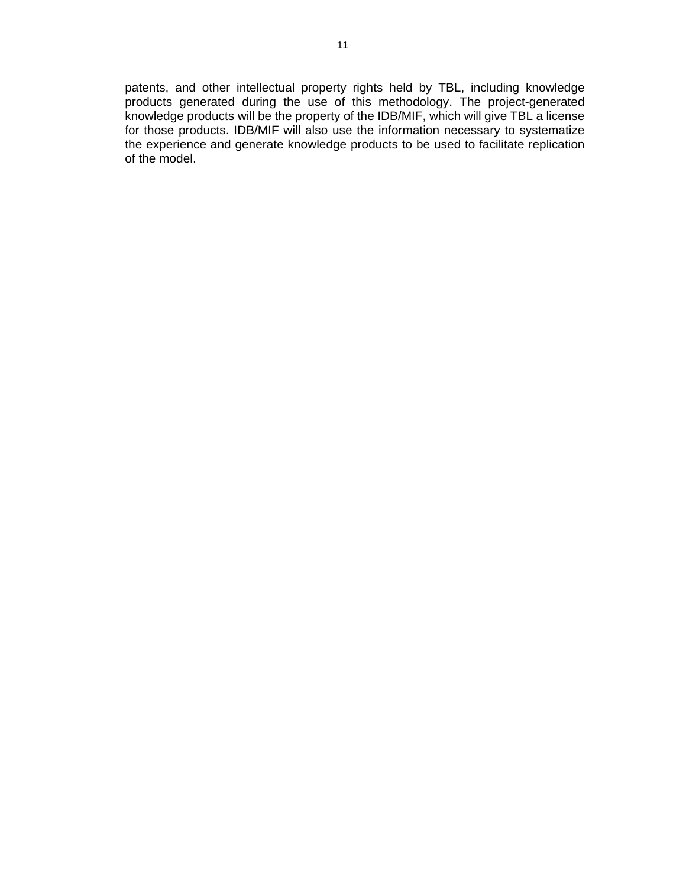patents, and other intellectual property rights held by TBL, including knowledge products generated during the use of this methodology. The project-generated knowledge products will be the property of the IDB/MIF, which will give TBL a license for those products. IDB/MIF will also use the information necessary to systematize the experience and generate knowledge products to be used to facilitate replication of the model.